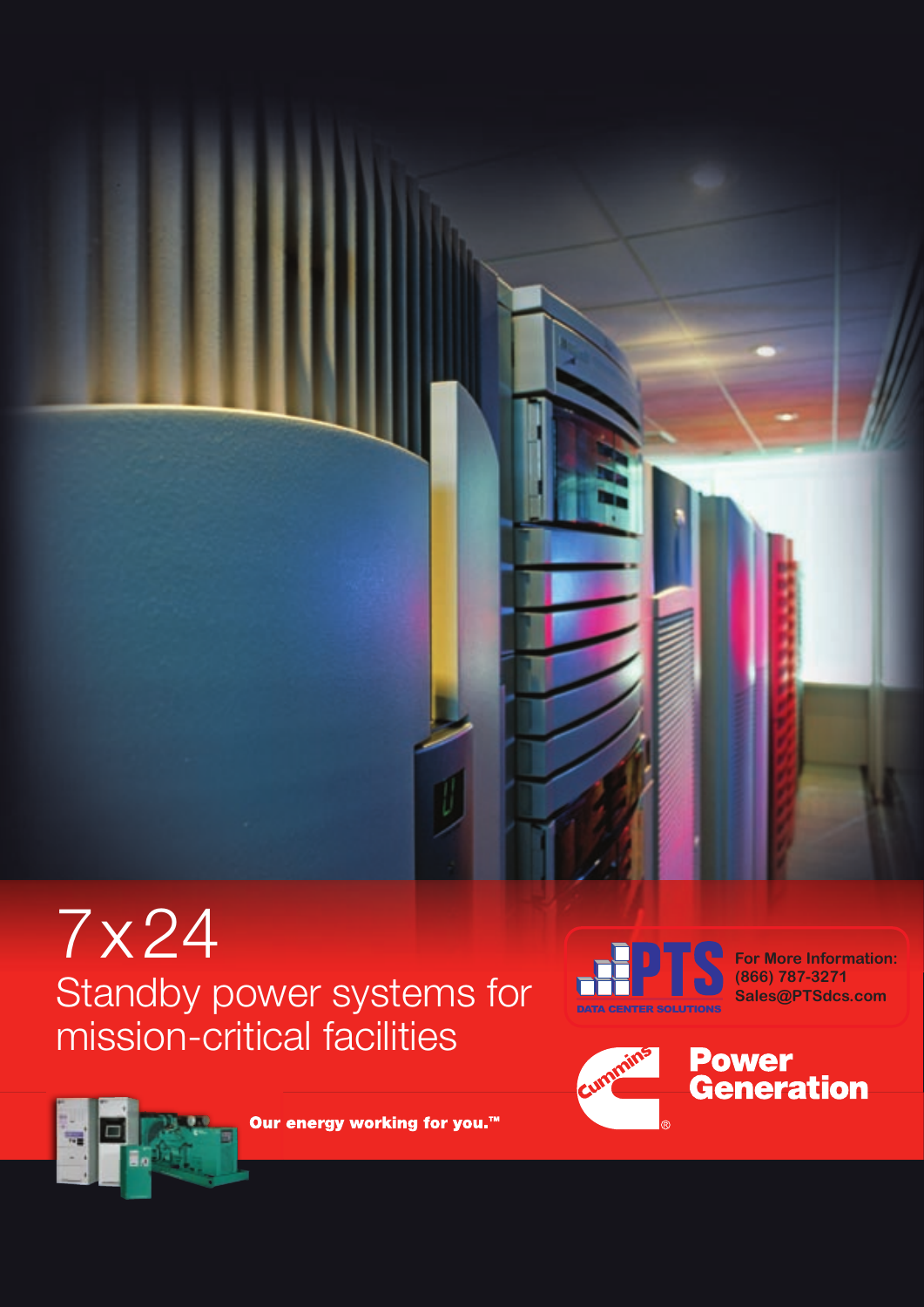# 7x24

## Standby power systems for mission-critical facilities

PTS DATA CENTER SOLUTIONS

For More Information:
(866) 787-3271
Sales@PTSdcs.com

Cummins®

Power Generation

**Our energy working for you.™**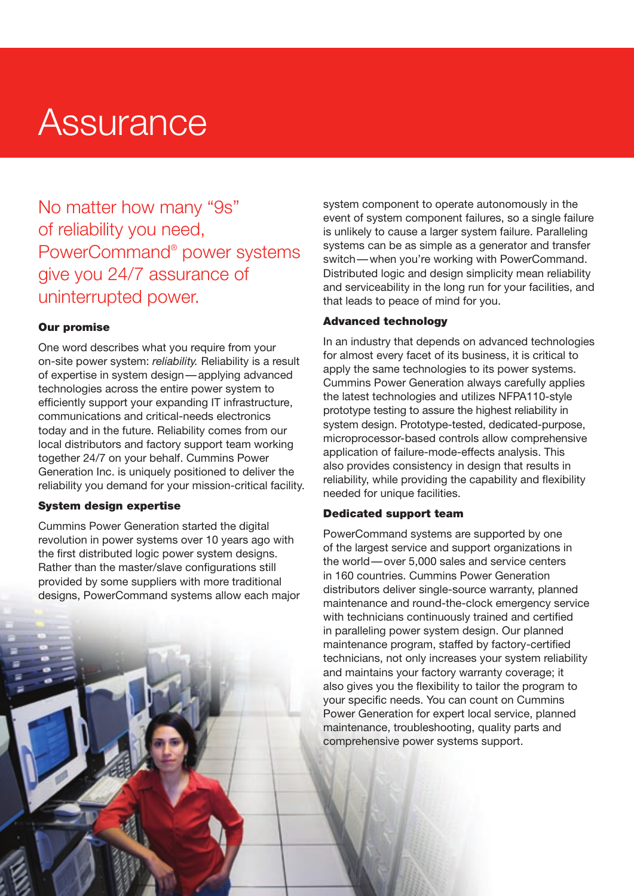# Assurance

No matter how many "9s" of reliability you need, PowerCommand® power systems give you 24/7 assurance of uninterrupted power.

### Our promise

One word describes what you require from your on-site power system: *reliability.* Reliability is a result of expertise in system design — applying advanced technologies across the entire power system to efficiently support your expanding IT infrastructure, communications and critical-needs electronics today and in the future. Reliability comes from our local distributors and factory support team working together 24/7 on your behalf. Cummins Power Generation Inc. is uniquely positioned to deliver the reliability you demand for your mission-critical facility.

### System design expertise

Cummins Power Generation started the digital revolution in power systems over 10 years ago with the first distributed logic power system designs. Rather than the master/slave configurations still provided by some suppliers with more traditional designs, PowerCommand systems allow each major system component to operate autonomously in the event of system component failures, so a single failure is unlikely to cause a larger system failure. Paralleling systems can be as simple as a generator and transfer switch — when you're working with PowerCommand. Distributed logic and design simplicity mean reliability and serviceability in the long run for your facilities, and that leads to peace of mind for you.

### Advanced technology

In an industry that depends on advanced technologies for almost every facet of its business, it is critical to apply the same technologies to its power systems. Cummins Power Generation always carefully applies the latest technologies and utilizes NFPA110-style prototype testing to assure the highest reliability in system design. Prototype-tested, dedicated-purpose, microprocessor-based controls allow comprehensive application of failure-mode-effects analysis. This also provides consistency in design that results in reliability, while providing the capability and flexibility needed for unique facilities.

### Dedicated support team

PowerCommand systems are supported by one of the largest service and support organizations in the world — over 5,000 sales and service centers in 160 countries. Cummins Power Generation distributors deliver single-source warranty, planned maintenance and round-the-clock emergency service with technicians continuously trained and certified in paralleling power system design. Our planned maintenance program, staffed by factory-certified technicians, not only increases your system reliability and maintains your factory warranty coverage; it also gives you the flexibility to tailor the program to your specific needs. You can count on Cummins Power Generation for expert local service, planned maintenance, troubleshooting, quality parts and comprehensive power systems support.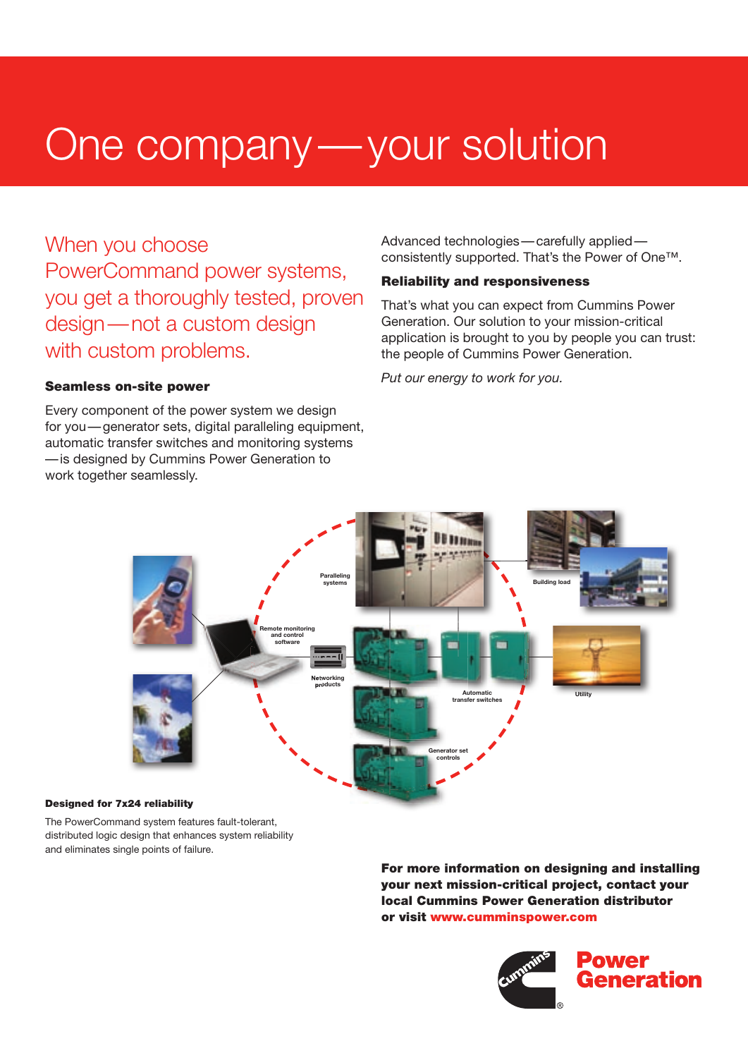# One company—your solution

When you choose PowerCommand power systems, you get a thoroughly tested, proven design—not a custom design with custom problems.

### Seamless on-site power

Every component of the power system we design for you—generator sets, digital paralleling equipment, automatic transfer switches and monitoring systems—is designed by Cummins Power Generation to work together seamlessly.

Advanced technologies—carefully applied—consistently supported. That's the Power of One™.

### Reliability and responsiveness

That's what you can expect from Cummins Power Generation. Our solution to your mission-critical application is brought to you by people you can trust: the people of Cummins Power Generation.

*Put our energy to work for you.*

Paralleling systems

Building load

Remote monitoring and control software

Networking products

Automatic transfer switches

Utility

Generator set controls

**Designed for 7x24 reliability**

The PowerCommand system features fault-tolerant, distributed logic design that enhances system reliability and eliminates single points of failure.

**For more information on designing and installing your next mission-critical project, contact your local Cummins Power Generation distributor or visit www.cumminspower.com**

Cummins® Power Generation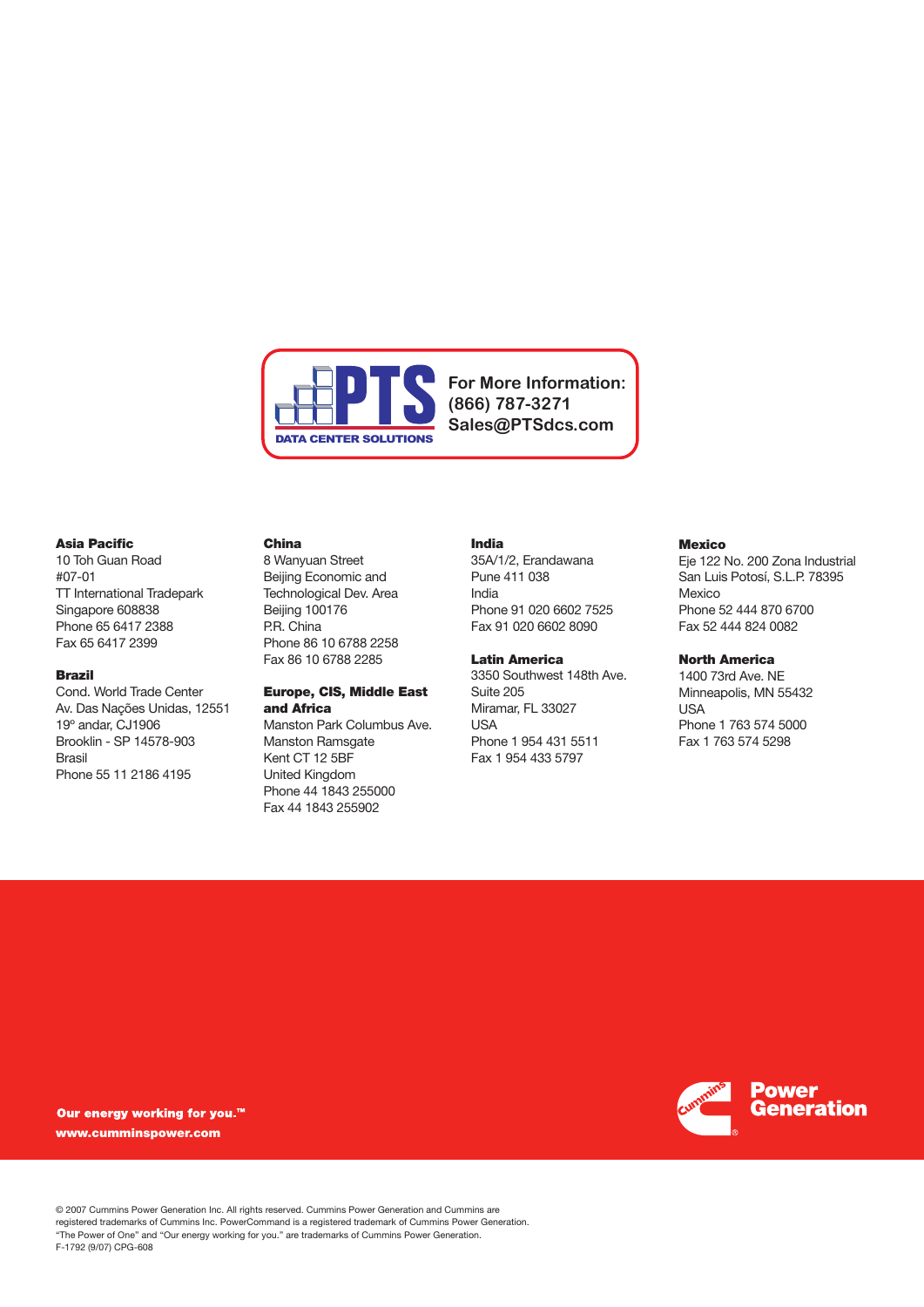PTS DATA CENTER SOLUTIONS

For More Information:
(866) 787-3271
Sales@PTSdcs.com

**Asia Pacific**
10 Toh Guan Road
#07-01
TT International Tradepark
Singapore 608838
Phone 65 6417 2388
Fax 65 6417 2399

**Brazil**
Cond. World Trade Center
Av. Das Nações Unidas, 12551
19º andar, CJ1906
Brooklin - SP 14578-903
Brasil
Phone 55 11 2186 4195

**China**
8 Wanyuan Street
Beijing Economic and
Technological Dev. Area
Beijing 100176
P.R. China
Phone 86 10 6788 2258
Fax 86 10 6788 2285

**Europe, CIS, Middle East and Africa**
Manston Park Columbus Ave.
Manston Ramsgate
Kent CT 12 5BF
United Kingdom
Phone 44 1843 255000
Fax 44 1843 255902

**India**
35A/1/2, Erandawana
Pune 411 038
India
Phone 91 020 6602 7525
Fax 91 020 6602 8090

**Latin America**
3350 Southwest 148th Ave.
Suite 205
Miramar, FL 33027
USA
Phone 1 954 431 5511
Fax 1 954 433 5797

**Mexico**
Eje 122 No. 200 Zona Industrial
San Luis Potosí, S.L.P. 78395
Mexico
Phone 52 444 870 6700
Fax 52 444 824 0082

**North America**
1400 73rd Ave. NE
Minneapolis, MN 55432
USA
Phone 1 763 574 5000
Fax 1 763 574 5298

**Our energy working for you.™**
**www.cumminspower.com**

Cummins Power Generation

© 2007 Cummins Power Generation Inc. All rights reserved. Cummins Power Generation and Cummins are registered trademarks of Cummins Inc. PowerCommand is a registered trademark of Cummins Power Generation. "The Power of One" and "Our energy working for you." are trademarks of Cummins Power Generation.
F-1792 (9/07) CPG-608